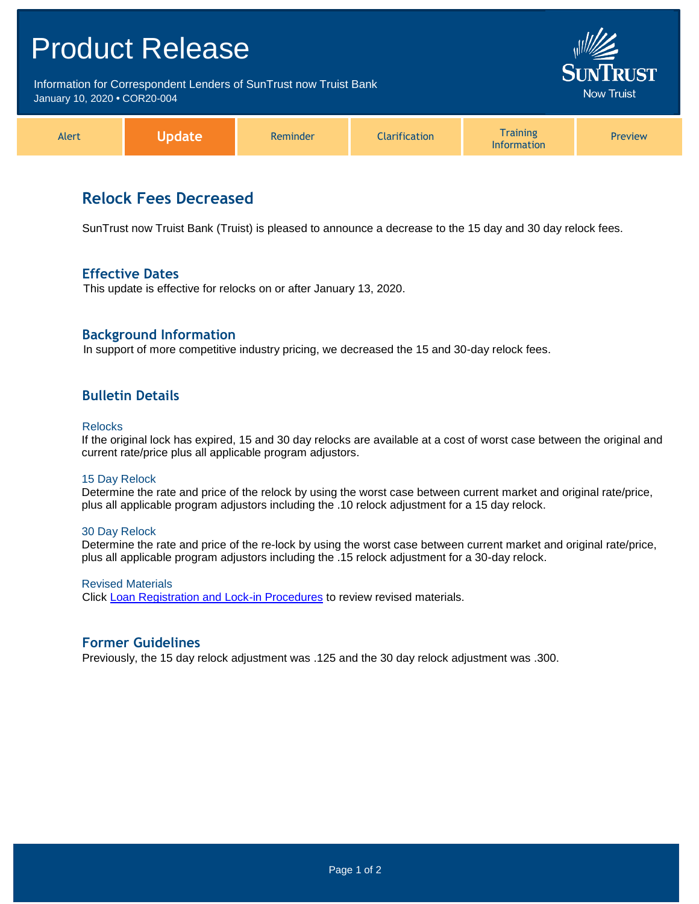# Product Release

Information for Correspondent Lenders of SunTrust now Truist Bank
January 10, 2020 • COR20-004

SunTrust Now Truist

| Alert | **Update** | Reminder | Clarification | Training Information | Preview |
|---|---|---|---|---|---|

## Relock Fees Decreased

SunTrust now Truist Bank (Truist) is pleased to announce a decrease to the 15 day and 30 day relock fees.

### Effective Dates

This update is effective for relocks on or after January 13, 2020.

### Background Information

In support of more competitive industry pricing, we decreased the 15 and 30-day relock fees.

### Bulletin Details

#### Relocks

If the original lock has expired, 15 and 30 day relocks are available at a cost of worst case between the original and current rate/price plus all applicable program adjustors.

#### 15 Day Relock

Determine the rate and price of the relock by using the worst case between current market and original rate/price, plus all applicable program adjustors including the .10 relock adjustment for a 15 day relock.

#### 30 Day Relock

Determine the rate and price of the re-lock by using the worst case between current market and original rate/price, plus all applicable program adjustors including the .15 relock adjustment for a 30-day relock.

#### Revised Materials

Click Loan Registration and Lock-in Procedures to review revised materials.

### Former Guidelines

Previously, the 15 day relock adjustment was .125 and the 30 day relock adjustment was .300.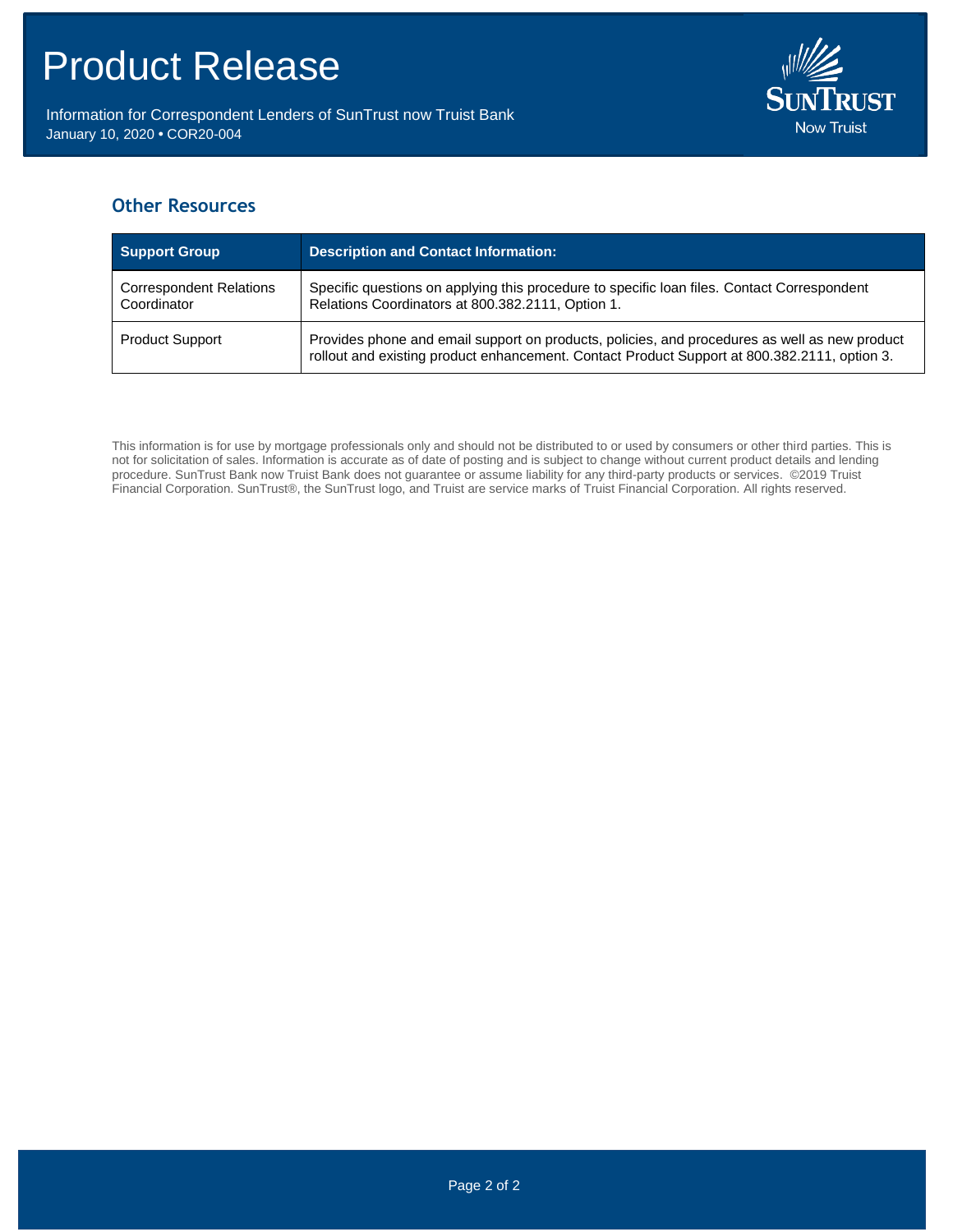## Other Resources

| Support Group | Description and Contact Information: |
| --- | --- |
| Correspondent Relations Coordinator | Specific questions on applying this procedure to specific loan files. Contact Correspondent Relations Coordinators at 800.382.2111, Option 1. |
| Product Support | Provides phone and email support on products, policies, and procedures as well as new product rollout and existing product enhancement. Contact Product Support at 800.382.2111, option 3. |

This information is for use by mortgage professionals only and should not be distributed to or used by consumers or other third parties. This is not for solicitation of sales. Information is accurate as of date of posting and is subject to change without current product details and lending procedure. SunTrust Bank now Truist Bank does not guarantee or assume liability for any third-party products or services. ©2019 Truist Financial Corporation. SunTrust®, the SunTrust logo, and Truist are service marks of Truist Financial Corporation. All rights reserved.